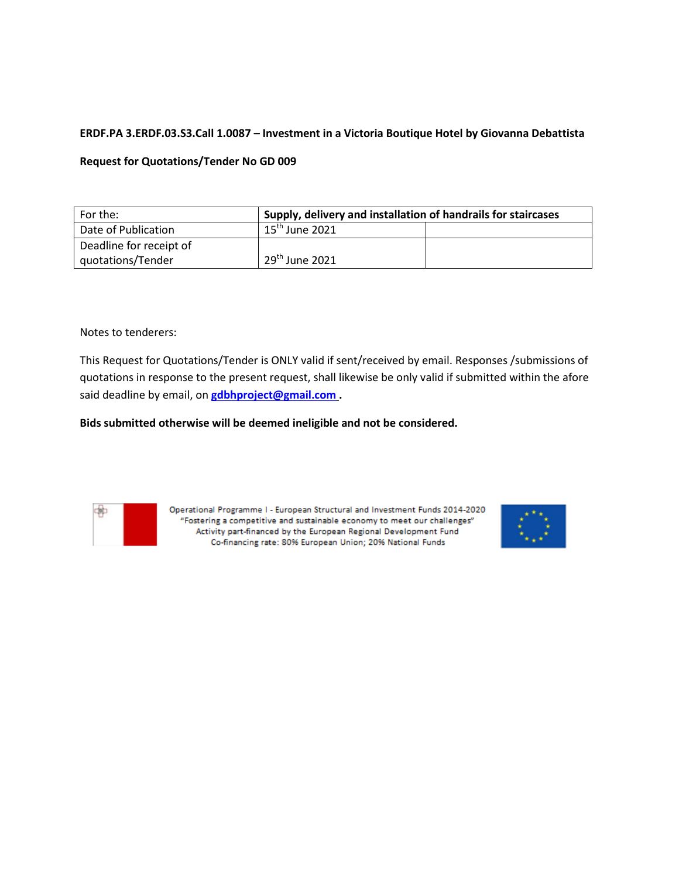**ERDF.PA 3.ERDF.03.S3.Call 1.0087 – Investment in a Victoria Boutique Hotel by Giovanna Debattista**

**Request for Quotations/Tender No GD 009**

| For the: | **Supply, delivery and installation of handrails for staircases** | |
|---|---|---|
| Date of Publication | 15th June 2021 | |
| Deadline for receipt of quotations/Tender | 29th June 2021 | |

Notes to tenderers:

This Request for Quotations/Tender is ONLY valid if sent/received by email. Responses /submissions of quotations in response to the present request, shall likewise be only valid if submitted within the afore said deadline by email, on **gdbhproject@gmail.com** .

**Bids submitted otherwise will be deemed ineligible and not be considered.**

Operational Programme I - European Structural and Investment Funds 2014-2020
"Fostering a competitive and sustainable economy to meet our challenges"
Activity part-financed by the European Regional Development Fund
Co-financing rate: 80% European Union; 20% National Funds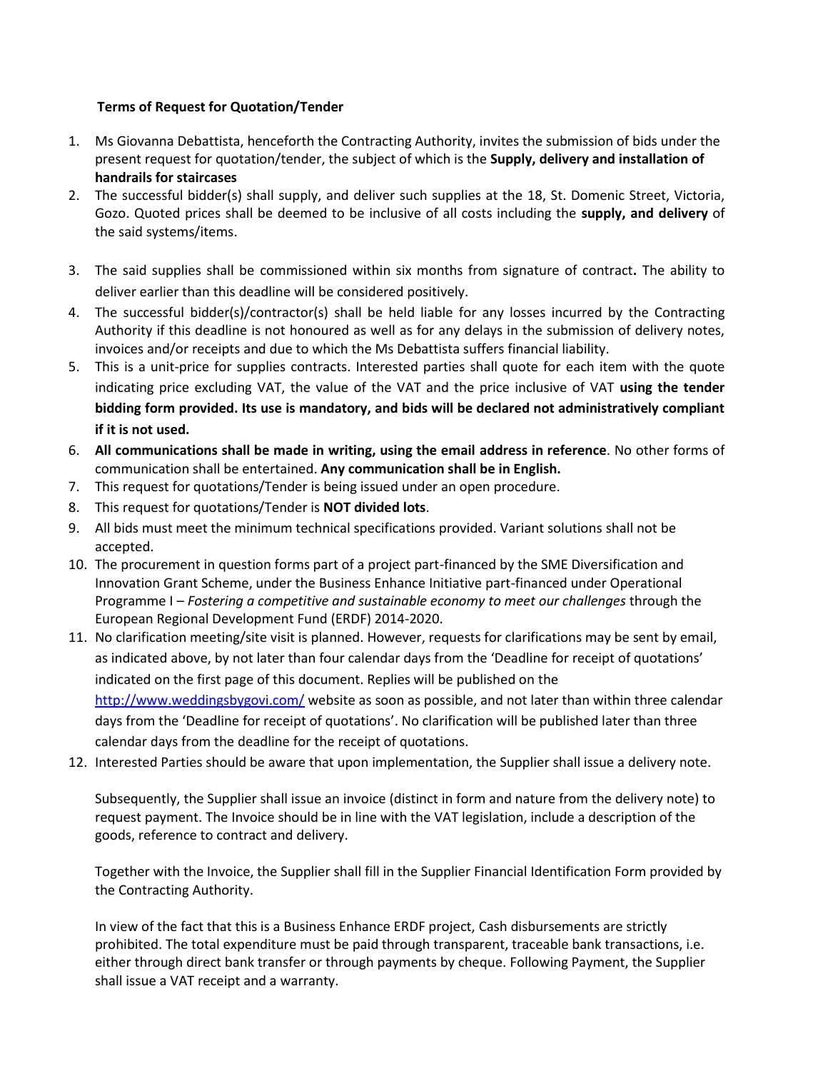**Terms of Request for Quotation/Tender**

1. Ms Giovanna Debattista, henceforth the Contracting Authority, invites the submission of bids under the present request for quotation/tender, the subject of which is the **Supply, delivery and installation of handrails for staircases**
2. The successful bidder(s) shall supply, and deliver such supplies at the 18, St. Domenic Street, Victoria, Gozo. Quoted prices shall be deemed to be inclusive of all costs including the **supply, and delivery** of the said systems/items.
3. The said supplies shall be commissioned within six months from signature of contract**.** The ability to deliver earlier than this deadline will be considered positively.
4. The successful bidder(s)/contractor(s) shall be held liable for any losses incurred by the Contracting Authority if this deadline is not honoured as well as for any delays in the submission of delivery notes, invoices and/or receipts and due to which the Ms Debattista suffers financial liability.
5. This is a unit-price for supplies contracts. Interested parties shall quote for each item with the quote indicating price excluding VAT, the value of the VAT and the price inclusive of VAT **using the tender bidding form provided. Its use is mandatory, and bids will be declared not administratively compliant if it is not used.**
6. **All communications shall be made in writing, using the email address in reference**. No other forms of communication shall be entertained. **Any communication shall be in English.**
7. This request for quotations/Tender is being issued under an open procedure.
8. This request for quotations/Tender is **NOT divided lots**.
9. All bids must meet the minimum technical specifications provided. Variant solutions shall not be accepted.
10. The procurement in question forms part of a project part-financed by the SME Diversification and Innovation Grant Scheme, under the Business Enhance Initiative part-financed under Operational Programme I – *Fostering a competitive and sustainable economy to meet our challenges* through the European Regional Development Fund (ERDF) 2014-2020.
11. No clarification meeting/site visit is planned. However, requests for clarifications may be sent by email, as indicated above, by not later than four calendar days from the 'Deadline for receipt of quotations' indicated on the first page of this document. Replies will be published on the [http://www.weddingsbygovi.com/](http://www.weddingsbygovi.com/) website as soon as possible, and not later than within three calendar days from the 'Deadline for receipt of quotations'. No clarification will be published later than three calendar days from the deadline for the receipt of quotations.
12. Interested Parties should be aware that upon implementation, the Supplier shall issue a delivery note.

    Subsequently, the Supplier shall issue an invoice (distinct in form and nature from the delivery note) to request payment. The Invoice should be in line with the VAT legislation, include a description of the goods, reference to contract and delivery.

    Together with the Invoice, the Supplier shall fill in the Supplier Financial Identification Form provided by the Contracting Authority.

    In view of the fact that this is a Business Enhance ERDF project, Cash disbursements are strictly prohibited. The total expenditure must be paid through transparent, traceable bank transactions, i.e. either through direct bank transfer or through payments by cheque. Following Payment, the Supplier shall issue a VAT receipt and a warranty.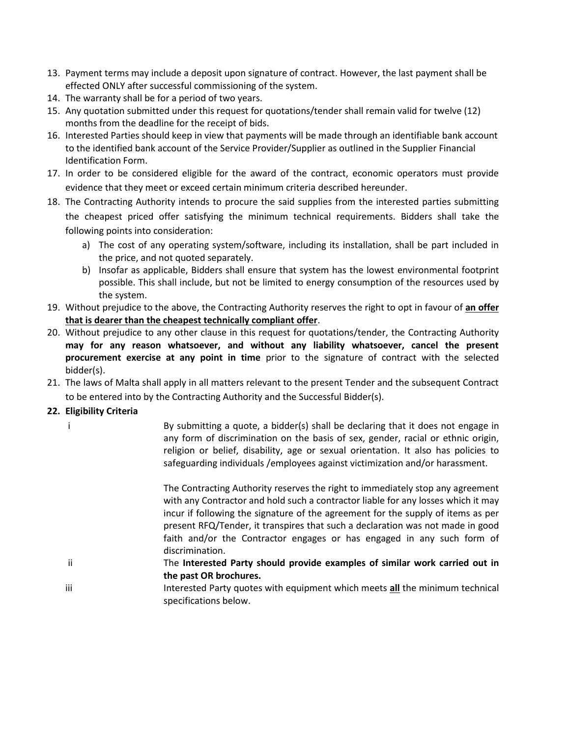13. Payment terms may include a deposit upon signature of contract. However, the last payment shall be effected ONLY after successful commissioning of the system.
14. The warranty shall be for a period of two years.
15. Any quotation submitted under this request for quotations/tender shall remain valid for twelve (12) months from the deadline for the receipt of bids.
16. Interested Parties should keep in view that payments will be made through an identifiable bank account to the identified bank account of the Service Provider/Supplier as outlined in the Supplier Financial Identification Form.
17. In order to be considered eligible for the award of the contract, economic operators must provide evidence that they meet or exceed certain minimum criteria described hereunder.
18. The Contracting Authority intends to procure the said supplies from the interested parties submitting the cheapest priced offer satisfying the minimum technical requirements. Bidders shall take the following points into consideration:
    a) The cost of any operating system/software, including its installation, shall be part included in the price, and not quoted separately.
    b) Insofar as applicable, Bidders shall ensure that system has the lowest environmental footprint possible. This shall include, but not be limited to energy consumption of the resources used by the system.
19. Without prejudice to the above, the Contracting Authority reserves the right to opt in favour of **an offer that is dearer than the cheapest technically compliant offer**.
20. Without prejudice to any other clause in this request for quotations/tender, the Contracting Authority **may for any reason whatsoever, and without any liability whatsoever, cancel the present procurement exercise at any point in time** prior to the signature of contract with the selected bidder(s).
21. The laws of Malta shall apply in all matters relevant to the present Tender and the subsequent Contract to be entered into by the Contracting Authority and the Successful Bidder(s).
22. **Eligibility Criteria**

i. By submitting a quote, a bidder(s) shall be declaring that it does not engage in any form of discrimination on the basis of sex, gender, racial or ethnic origin, religion or belief, disability, age or sexual orientation. It also has policies to safeguarding individuals /employees against victimization and/or harassment.

   The Contracting Authority reserves the right to immediately stop any agreement with any Contractor and hold such a contractor liable for any losses which it may incur if following the signature of the agreement for the supply of items as per present RFQ/Tender, it transpires that such a declaration was not made in good faith and/or the Contractor engages or has engaged in any such form of discrimination.

ii. The **Interested Party should provide examples of similar work carried out in the past OR brochures.**

iii. Interested Party quotes with equipment which meets **all** the minimum technical specifications below.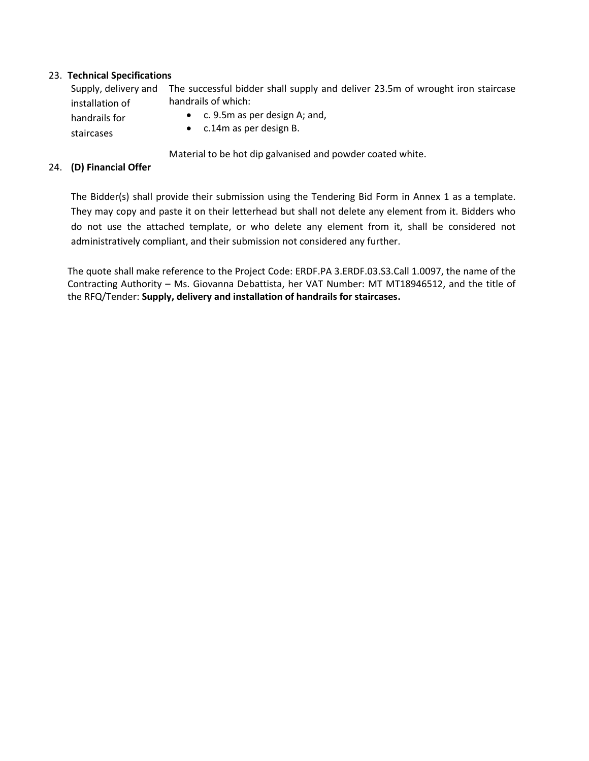23. **Technical Specifications**

| | |
|---|---|
| Supply, delivery and installation of handrails for staircases | The successful bidder shall supply and deliver 23.5m of wrought iron staircase handrails of which:<br>• c. 9.5m as per design A; and,<br>• c.14m as per design B.<br><br>Material to be hot dip galvanised and powder coated white. |

24. **(D) Financial Offer**

The Bidder(s) shall provide their submission using the Tendering Bid Form in Annex 1 as a template. They may copy and paste it on their letterhead but shall not delete any element from it. Bidders who do not use the attached template, or who delete any element from it, shall be considered not administratively compliant, and their submission not considered any further.

The quote shall make reference to the Project Code: ERDF.PA 3.ERDF.03.S3.Call 1.0097, the name of the Contracting Authority – Ms. Giovanna Debattista, her VAT Number: MT MT18946512, and the title of the RFQ/Tender: **Supply, delivery and installation of handrails for staircases.**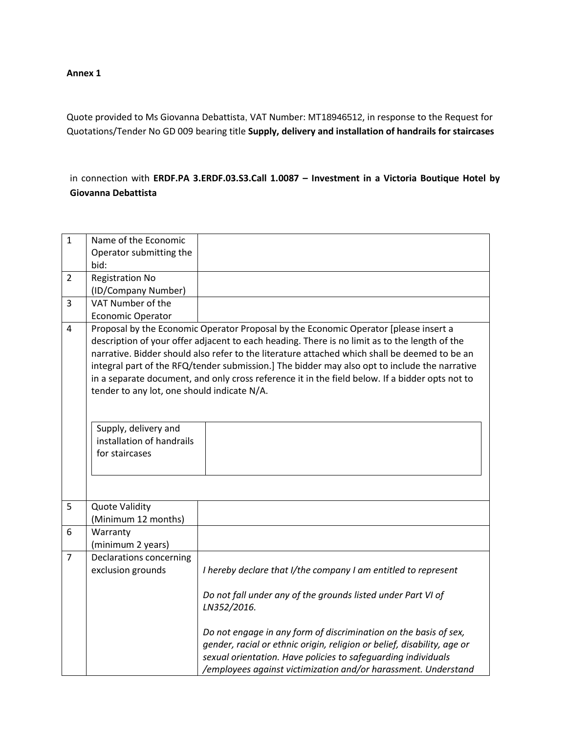**Annex 1**

Quote provided to Ms Giovanna Debattista, VAT Number: MT18946512, in response to the Request for Quotations/Tender No GD 009 bearing title **Supply, delivery and installation of handrails for staircases**

in connection with **ERDF.PA 3.ERDF.03.S3.Call 1.0087 – Investment in a Victoria Boutique Hotel by Giovanna Debattista**

| | | |
|---|---|---|
| 1 | Name of the Economic Operator submitting the bid: | |
| 2 | Registration No (ID/Company Number) | |
| 3 | VAT Number of the Economic Operator | |
| 4 | Proposal by the Economic Operator Proposal by the Economic Operator [please insert a description of your offer adjacent to each heading. There is no limit as to the length of the narrative. Bidder should also refer to the literature attached which shall be deemed to be an integral part of the RFQ/tender submission.] The bidder may also opt to include the narrative in a separate document, and only cross reference it in the field below. If a bidder opts not to tender to any lot, one should indicate N/A.<br><br>Supply, delivery and installation of handrails for staircases: | |
| 5 | Quote Validity (Minimum 12 months) | |
| 6 | Warranty (minimum 2 years) | |
| 7 | Declarations concerning exclusion grounds | *I hereby declare that I/the company I am entitled to represent*<br><br>*Do not fall under any of the grounds listed under Part VI of LN352/2016.*<br><br>*Do not engage in any form of discrimination on the basis of sex, gender, racial or ethnic origin, religion or belief, disability, age or sexual orientation. Have policies to safeguarding individuals /employees against victimization and/or harassment. Understand* |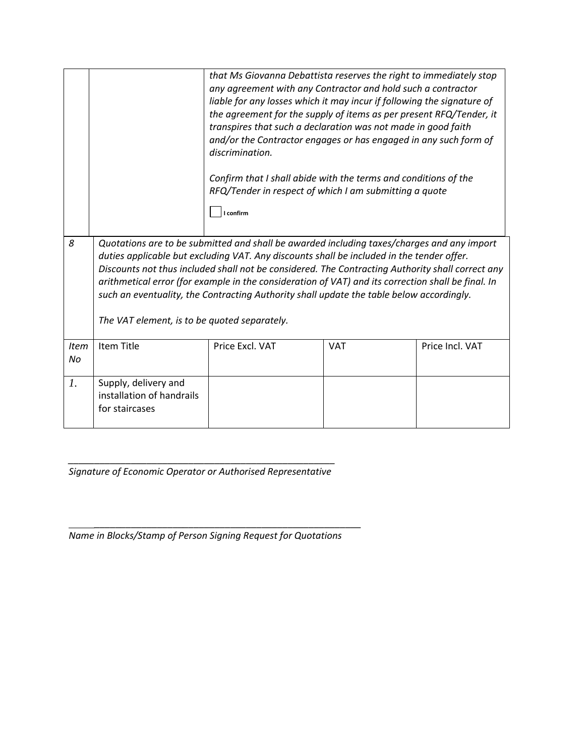| | | |
|---|---|---|
| | | *that Ms Giovanna Debattista reserves the right to immediately stop any agreement with any Contractor and hold such a contractor liable for any losses which it may incur if following the signature of the agreement for the supply of items as per present RFQ/Tender, it transpires that such a declaration was not made in good faith and/or the Contractor engages or has engaged in any such form of discrimination.*<br><br>*Confirm that I shall abide with the terms and conditions of the RFQ/Tender in respect of which I am submitting a quote*<br><br>☐ **I confirm** |

| | | | | |
|---|---|---|---|---|
| *8* | *Quotations are to be submitted and shall be awarded including taxes/charges and any import duties applicable but excluding VAT. Any discounts shall be included in the tender offer. Discounts not thus included shall not be considered. The Contracting Authority shall correct any arithmetical error (for example in the consideration of VAT) and its correction shall be final. In such an eventuality, the Contracting Authority shall update the table below accordingly.*<br><br>*The VAT element, is to be quoted separately.* | | | |
| *Item No* | Item Title | Price Excl. VAT | VAT | Price Incl. VAT |
| *1.* | Supply, delivery and installation of handrails for staircases | | | |

_______________________________________________________
*Signature of Economic Operator or Authorised Representative*

_______________________________________________________
*Name in Blocks/Stamp of Person Signing Request for Quotations*